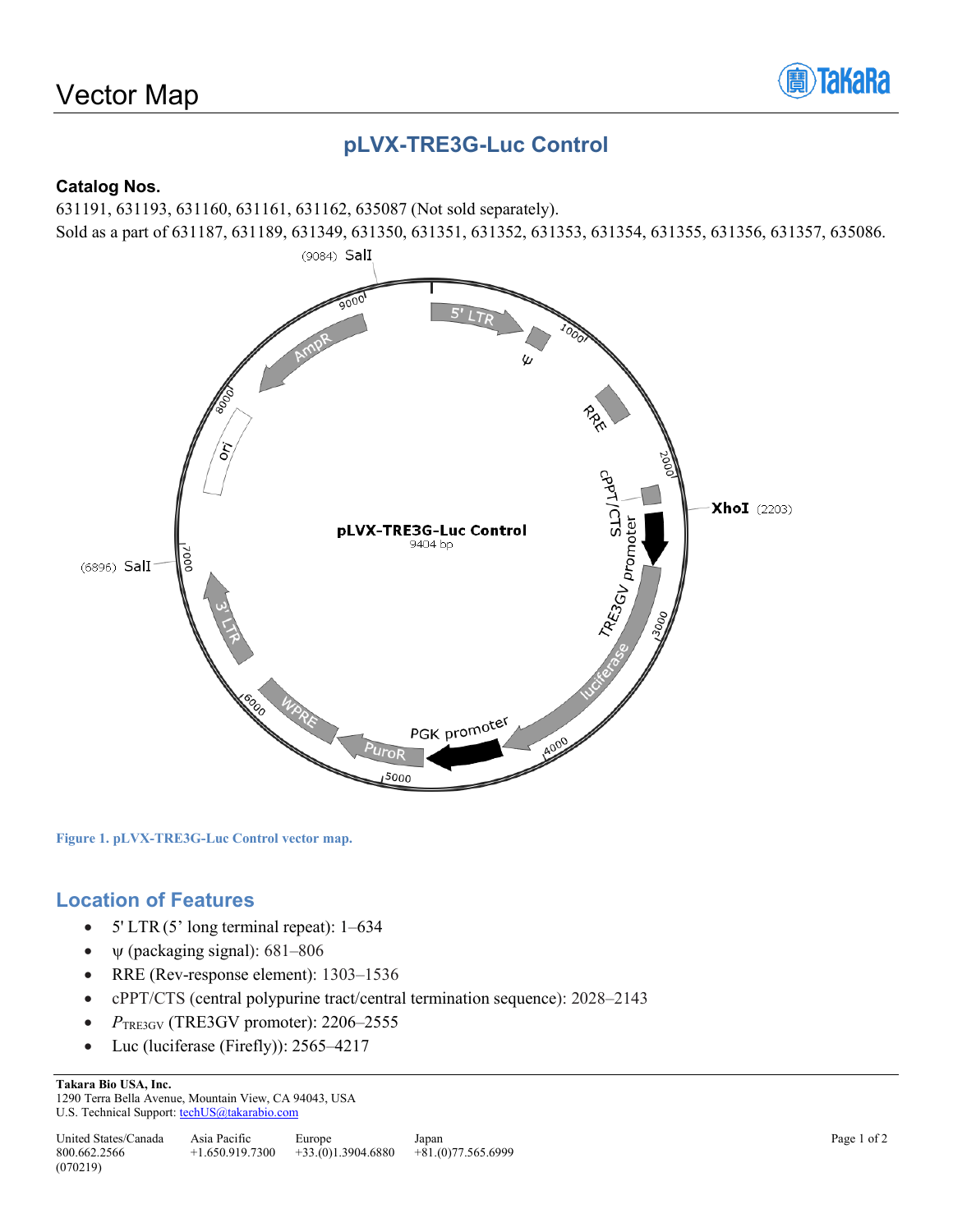# Vector Map

## pLVX-TRE3G-Luc Control

### Catalog Nos.

631191, 631193, 631160, 631161, 631162, 635087 (Not sold separately).
Sold as a part of 631187, 631189, 631349, 631350, 631351, 631352, 631353, 631354, 631355, 631356, 631357, 635086.

**Figure 1. pLVX-TRE3G-Luc Control vector map.**

## Location of Features

- 5' LTR (5' long terminal repeat): 1–634
- ψ (packaging signal): 681–806
- RRE (Rev-response element): 1303–1536
- cPPT/CTS (central polypurine tract/central termination sequence): 2028–2143
- $P_{TRE3GV}$ (TRE3GV promoter): 2206–2555
- Luc (luciferase (Firefly)): 2565–4217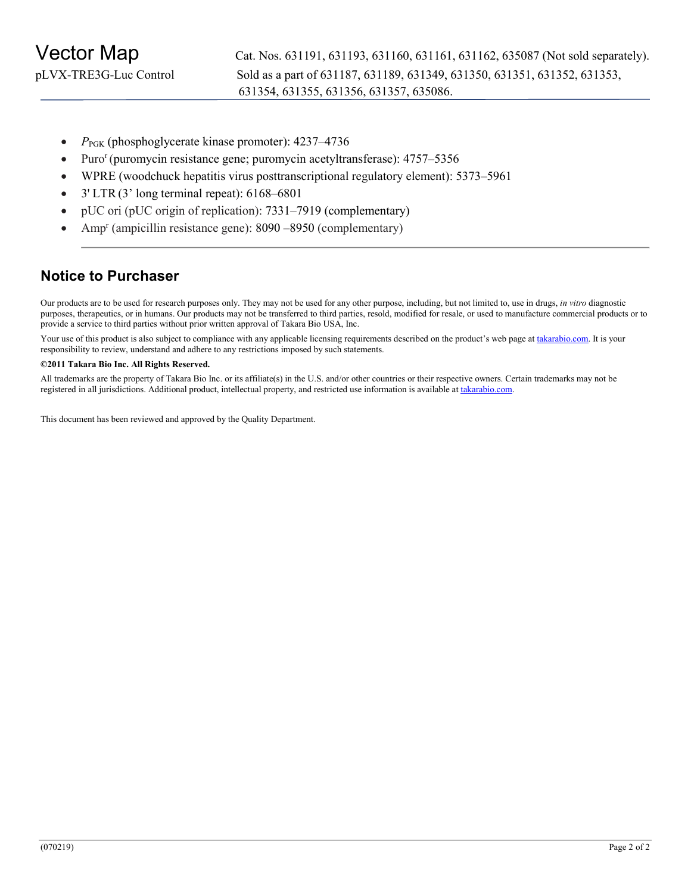- $P_{PGK}$ (phosphoglycerate kinase promoter): 4237–4736
- Puro[r] (puromycin resistance gene; puromycin acetyltransferase): 4757–5356
- WPRE (woodchuck hepatitis virus posttranscriptional regulatory element): 5373–5961
- 3' LTR (3' long terminal repeat): 6168–6801
- pUC ori (pUC origin of replication): 7331–7919 (complementary)
- Amp[r] (ampicillin resistance gene): 8090 –8950 (complementary)

## Notice to Purchaser

Our products are to be used for research purposes only. They may not be used for any other purpose, including, but not limited to, use in drugs, *in vitro* diagnostic purposes, therapeutics, or in humans. Our products may not be transferred to third parties, resold, modified for resale, or used to manufacture commercial products or to provide a service to third parties without prior written approval of Takara Bio USA, Inc.

Your use of this product is also subject to compliance with any applicable licensing requirements described on the product's web page at takarabio.com. It is your responsibility to review, understand and adhere to any restrictions imposed by such statements.

**©2011 Takara Bio Inc. All Rights Reserved.**

All trademarks are the property of Takara Bio Inc. or its affiliate(s) in the U.S. and/or other countries or their respective owners. Certain trademarks may not be registered in all jurisdictions. Additional product, intellectual property, and restricted use information is available at takarabio.com.

This document has been reviewed and approved by the Quality Department.

(070219)